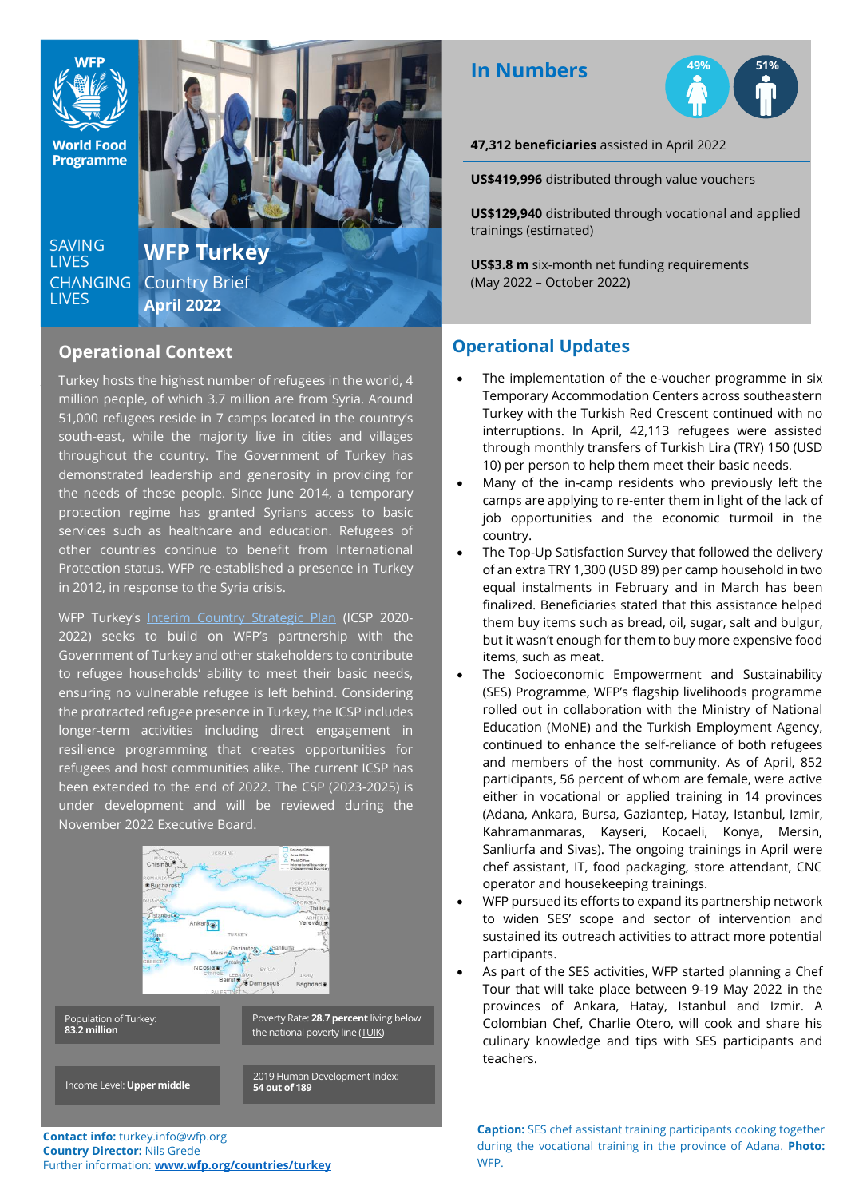WFP World Food Programme

SAVING LIVES CHANGING LIVES

# WFP Turkey Country Brief April 2022

## In Numbers

49% 51%

**47,312 beneficiaries** assisted in April 2022

**US$419,996** distributed through value vouchers

**US$129,940** distributed through vocational and applied trainings (estimated)

**US$3.8 m** six-month net funding requirements (May 2022 – October 2022)

## Operational Context

Turkey hosts the highest number of refugees in the world, 4 million people, of which 3.7 million are from Syria. Around 51,000 refugees reside in 7 camps located in the country's south-east, while the majority live in cities and villages throughout the country. The Government of Turkey has demonstrated leadership and generosity in providing for the needs of these people. Since June 2014, a temporary protection regime has granted Syrians access to basic services such as healthcare and education. Refugees of other countries continue to benefit from International Protection status. WFP re-established a presence in Turkey in 2012, in response to the Syria crisis.

WFP Turkey's Interim Country Strategic Plan (ICSP 2020-2022) seeks to build on WFP's partnership with the Government of Turkey and other stakeholders to contribute to refugee households' ability to meet their basic needs, ensuring no vulnerable refugee is left behind. Considering the protracted refugee presence in Turkey, the ICSP includes longer-term activities including direct engagement in resilience programming that creates opportunities for refugees and host communities alike. The current ICSP has been extended to the end of 2022. The CSP (2023-2025) is under development and will be reviewed during the November 2022 Executive Board.

Population of Turkey: **83.2 million**

Poverty Rate: **28.7 percent** living below the national poverty line (TUIK)

Income Level: **Upper middle**

2019 Human Development Index: **54 out of 189**

**Contact info:** turkey.info@wfp.org
**Country Director:** Nils Grede
Further information: **www.wfp.org/countries/turkey**

## Operational Updates

- The implementation of the e-voucher programme in six Temporary Accommodation Centers across southeastern Turkey with the Turkish Red Crescent continued with no interruptions. In April, 42,113 refugees were assisted through monthly transfers of Turkish Lira (TRY) 150 (USD 10) per person to help them meet their basic needs.
- Many of the in-camp residents who previously left the camps are applying to re-enter them in light of the lack of job opportunities and the economic turmoil in the country.
- The Top-Up Satisfaction Survey that followed the delivery of an extra TRY 1,300 (USD 89) per camp household in two equal instalments in February and in March has been finalized. Beneficiaries stated that this assistance helped them buy items such as bread, oil, sugar, salt and bulgur, but it wasn't enough for them to buy more expensive food items, such as meat.
- The Socioeconomic Empowerment and Sustainability (SES) Programme, WFP's flagship livelihoods programme rolled out in collaboration with the Ministry of National Education (MoNE) and the Turkish Employment Agency, continued to enhance the self-reliance of both refugees and members of the host community. As of April, 852 participants, 56 percent of whom are female, were active either in vocational or applied training in 14 provinces (Adana, Ankara, Bursa, Gaziantep, Hatay, Istanbul, Izmir, Kahramanmaras, Kayseri, Kocaeli, Konya, Mersin, Sanliurfa and Sivas). The ongoing trainings in April were chef assistant, IT, food packaging, store attendant, CNC operator and housekeeping trainings.
- WFP pursued its efforts to expand its partnership network to widen SES' scope and sector of intervention and sustained its outreach activities to attract more potential participants.
- As part of the SES activities, WFP started planning a Chef Tour that will take place between 9-19 May 2022 in the provinces of Ankara, Hatay, Istanbul and Izmir. A Colombian Chef, Charlie Otero, will cook and share his culinary knowledge and tips with SES participants and teachers.

**Caption:** SES chef assistant training participants cooking together during the vocational training in the province of Adana. **Photo:** WFP.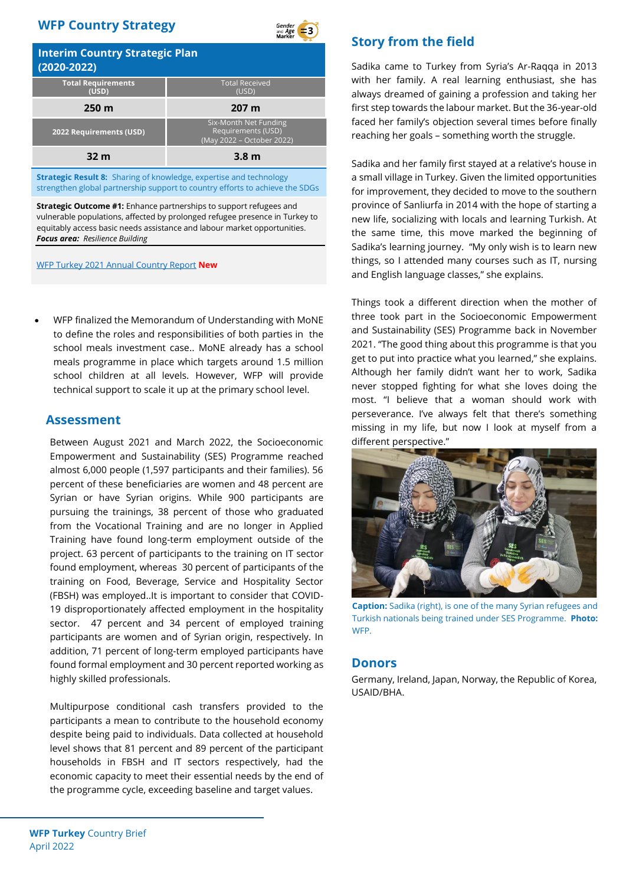## WFP Country Strategy

Gender and Age Marker 3

### Interim Country Strategic Plan (2020-2022)

| Total Requirements (USD) | Total Received (USD) |
|---|---|
| 250 m | 207 m |
| 2022 Requirements (USD) | Six-Month Net Funding Requirements (USD) (May 2022 – October 2022) |
| 32 m | 3.8 m |

**Strategic Result 8:** Sharing of knowledge, expertise and technology strengthen global partnership support to country efforts to achieve the SDGs

**Strategic Outcome #1:** Enhance partnerships to support refugees and vulnerable populations, affected by prolonged refugee presence in Turkey to equitably access basic needs assistance and labour market opportunities.
***Focus area:*** *Resilience Building*

WFP Turkey 2021 Annual Country Report **New**

- WFP finalized the Memorandum of Understanding with MoNE to define the roles and responsibilities of both parties in the school meals investment case.. MoNE already has a school meals programme in place which targets around 1.5 million school children at all levels. However, WFP will provide technical support to scale it up at the primary school level.

## Assessment

Between August 2021 and March 2022, the Socioeconomic Empowerment and Sustainability (SES) Programme reached almost 6,000 people (1,597 participants and their families). 56 percent of these beneficiaries are women and 48 percent are Syrian or have Syrian origins. While 900 participants are pursuing the trainings, 38 percent of those who graduated from the Vocational Training and are no longer in Applied Training have found long-term employment outside of the project. 63 percent of participants to the training on IT sector found employment, whereas 30 percent of participants of the training on Food, Beverage, Service and Hospitality Sector (FBSH) was employed..It is important to consider that COVID-19 disproportionately affected employment in the hospitality sector. 47 percent and 34 percent of employed training participants are women and of Syrian origin, respectively. In addition, 71 percent of long-term employed participants have found formal employment and 30 percent reported working as highly skilled professionals.

Multipurpose conditional cash transfers provided to the participants a mean to contribute to the household economy despite being paid to individuals. Data collected at household level shows that 81 percent and 89 percent of the participant households in FBSH and IT sectors respectively, had the economic capacity to meet their essential needs by the end of the programme cycle, exceeding baseline and target values.

## Story from the field

Sadika came to Turkey from Syria's Ar-Raqqa in 2013 with her family. A real learning enthusiast, she has always dreamed of gaining a profession and taking her first step towards the labour market. But the 36-year-old faced her family's objection several times before finally reaching her goals – something worth the struggle.

Sadika and her family first stayed at a relative's house in a small village in Turkey. Given the limited opportunities for improvement, they decided to move to the southern province of Sanliurfa in 2014 with the hope of starting a new life, socializing with locals and learning Turkish. At the same time, this move marked the beginning of Sadika's learning journey. "My only wish is to learn new things, so I attended many courses such as IT, nursing and English language classes," she explains.

Things took a different direction when the mother of three took part in the Socioeconomic Empowerment and Sustainability (SES) Programme back in November 2021. "The good thing about this programme is that you get to put into practice what you learned," she explains. Although her family didn't want her to work, Sadika never stopped fighting for what she loves doing the most. "I believe that a woman should work with perseverance. I've always felt that there's something missing in my life, but now I look at myself from a different perspective."

**Caption:** Sadika (right), is one of the many Syrian refugees and Turkish nationals being trained under SES Programme. **Photo:** WFP.

## Donors

Germany, Ireland, Japan, Norway, the Republic of Korea, USAID/BHA.